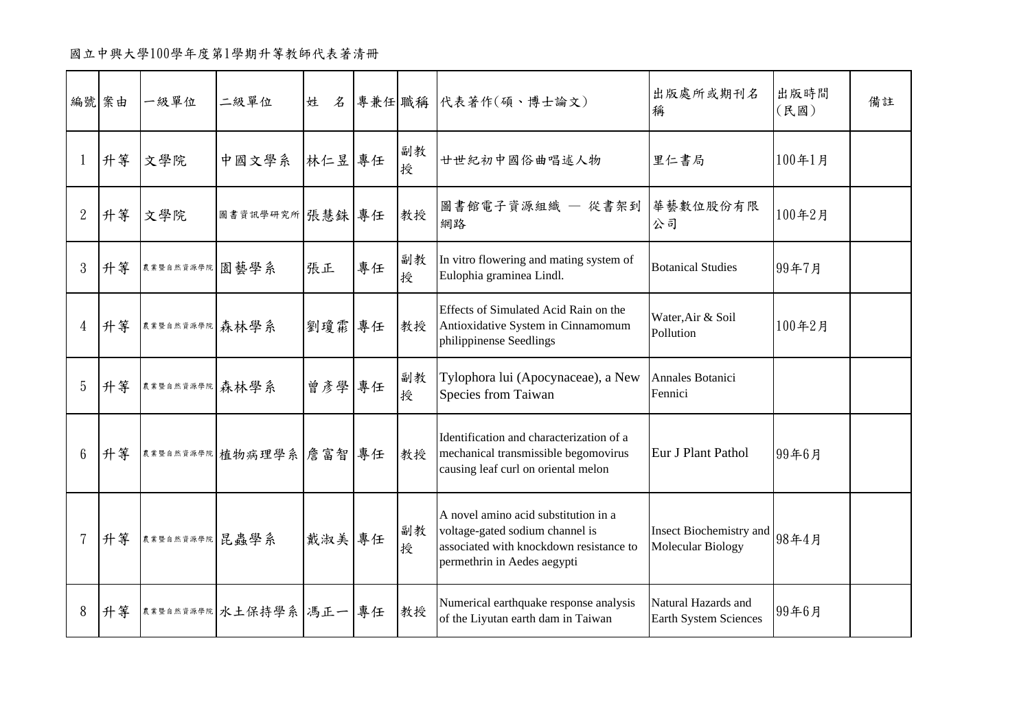國立中興大學100學年度第1學期升等教師代表著清冊

| 編號 | 案由 | 一級單位 | 二級單位 | 姓　名 | 專兼任 | 職稱 | 代表著作(碩、博士論文) | 出版處所或期刊名稱 | 出版時間(民國) | 備註 |
|---|---|---|---|---|---|---|---|---|---|---|
| 1 | 升等 | 文學院 | 中國文學系 | 林仁昱 | 專任 | 副教授 | 廿世紀初中國俗曲唱述人物 | 里仁書局 | 100年1月 | |
| 2 | 升等 | 文學院 | 圖書資訊學研究所 | 張慧銖 | 專任 | 教授 | 圖書館電子資源組織 — 從書架到網路 | 華藝數位股份有限公司 | 100年2月 | |
| 3 | 升等 | 農業暨自然資源學院 | 園藝學系 | 張正 | 專任 | 副教授 | In vitro flowering and mating system of Eulophia graminea Lindl. | Botanical Studies | 99年7月 | |
| 4 | 升等 | 農業暨自然資源學院 | 森林學系 | 劉瓊霦 | 專任 | 教授 | Effects of Simulated Acid Rain on the Antioxidative System in Cinnamomum philippinense Seedlings | Water,Air & Soil Pollution | 100年2月 | |
| 5 | 升等 | 農業暨自然資源學院 | 森林學系 | 曾彥學 | 專任 | 副教授 | Tylophora lui (Apocynaceae), a New Species from Taiwan | Annales Botanici Fennici | | |
| 6 | 升等 | 農業暨自然資源學院 | 植物病理學系 | 詹富智 | 專任 | 教授 | Identification and characterization of a mechanical transmissible begomovirus causing leaf curl on oriental melon | Eur J Plant Pathol | 99年6月 | |
| 7 | 升等 | 農業暨自然資源學院 | 昆蟲學系 | 戴淑美 | 專任 | 副教授 | A novel amino acid substitution in a voltage-gated sodium channel is associated with knockdown resistance to permethrin in Aedes aegypti | Insect Biochemistry and Molecular Biology | 98年4月 | |
| 8 | 升等 | 農業暨自然資源學院 | 水土保持學系 | 馮正一 | 專任 | 教授 | Numerical earthquake response analysis of the Liyutan earth dam in Taiwan | Natural Hazards and Earth System Sciences | 99年6月 | |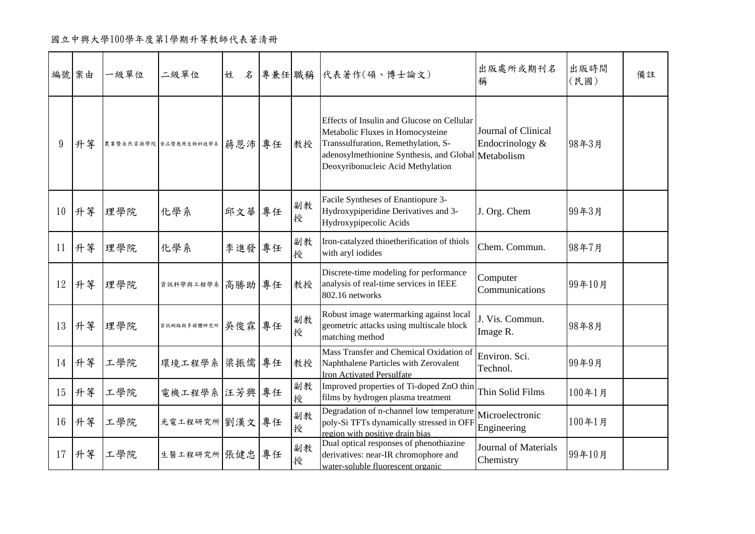國立中興大學100學年度第1學期升等教師代表著清冊

| 編號 | 案由 | 一級單位 | 二級單位 | 姓　名 | 專兼任 | 職稱 | 代表著作(碩、博士論文) | 出版處所或期刊名稱 | 出版時間(民國) | 備註 |
|---|---|---|---|---|---|---|---|---|---|---|
| 9 | 升等 | 農業暨自然資源學院 | 食品暨應用生物科技學系 | 蔣恩沛 | 專任 | 教授 | Effects of Insulin and Glucose on Cellular Metabolic Fluxes in Homocysteine Transsulfuration, Remethylation, S-adenosylmethionine Synthesis, and Global Deoxyribonucleic Acid Methylation | Journal of Clinical Endocrinology & Metabolism | 98年3月 | |
| 10 | 升等 | 理學院 | 化學系 | 邱文華 | 專任 | 副教授 | Facile Syntheses of Enantiopure 3-Hydroxypiperidine Derivatives and 3-Hydroxypipecolic Acids | J. Org. Chem | 99年3月 | |
| 11 | 升等 | 理學院 | 化學系 | 李進發 | 專任 | 副教授 | Iron-catalyzed thioetherification of thiols with aryl iodides | Chem. Commun. | 98年7月 | |
| 12 | 升等 | 理學院 | 資訊科學與工程學系 | 高勝助 | 專任 | 教授 | Discrete-time modeling for performance analysis of real-time services in IEEE 802.16 networks | Computer Communications | 99年10月 | |
| 13 | 升等 | 理學院 | 資訊網路與多媒體研究所 | 吳俊霖 | 專任 | 副教授 | Robust image watermarking against local geometric attacks using multiscale block matching method | J. Vis. Commun. Image R. | 98年8月 | |
| 14 | 升等 | 工學院 | 環境工程學系 | 梁振儒 | 專任 | 教授 | Mass Transfer and Chemical Oxidation of Naphthalene Particles with Zerovalent Iron Activated Persulfate | Environ. Sci. Technol. | 99年9月 | |
| 15 | 升等 | 工學院 | 電機工程學系 | 汪芳興 | 專任 | 副教授 | Improved properties of Ti-doped ZnO thin films by hydrogen plasma treatment | Thin Solid Films | 100年1月 | |
| 16 | 升等 | 工學院 | 光電工程研究所 | 劉漢文 | 專任 | 副教授 | Degradation of n-channel low temperature poly-Si TFTs dynamically stressed in OFF region with positive drain bias | Microelectronic Engineering | 100年1月 | |
| 17 | 升等 | 工學院 | 生醫工程研究所 | 張健忠 | 專任 | 副教授 | Dual optical responses of phenothiazine derivatives: near-IR chromophore and water-soluble fluorescent organic | Journal of Materials Chemistry | 99年10月 | |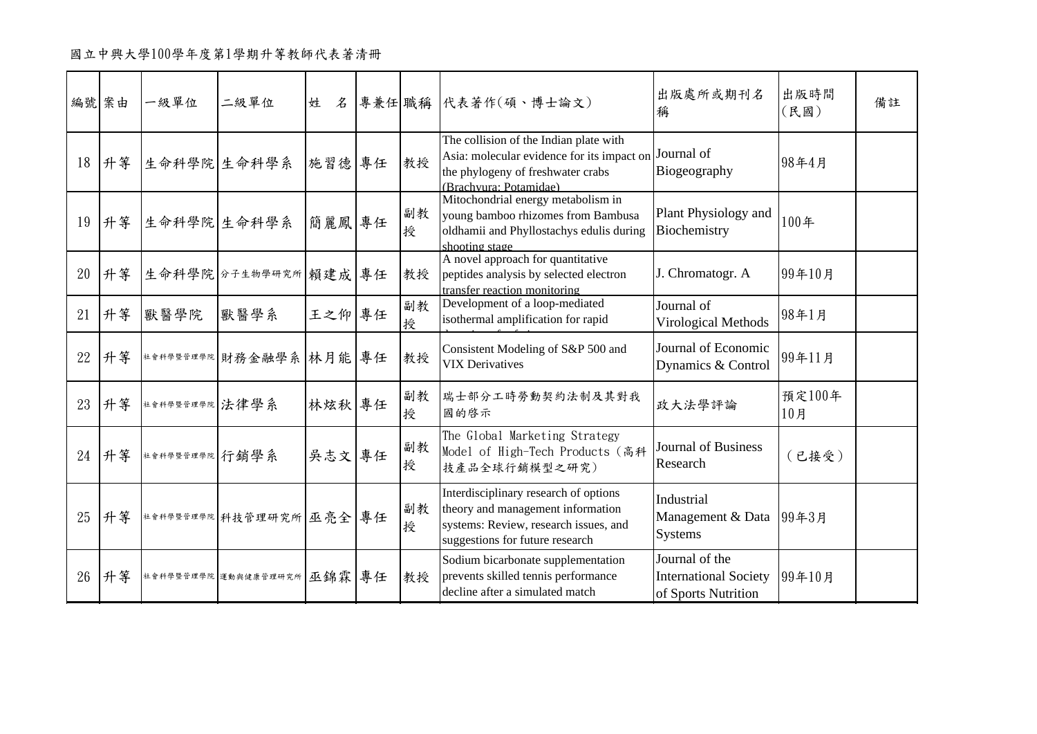國立中興大學100學年度第1學期升等教師代表著清冊

| 編號 | 案由 | 一級單位 | 二級單位 | 姓　名 | 專兼任 | 職稱 | 代表著作(碩、博士論文) | 出版處所或期刊名稱 | 出版時間(民國) | 備註 |
|---|---|---|---|---|---|---|---|---|---|---|
| 18 | 升等 | 生命科學院 | 生命科學系 | 施習德 | 專任 | 教授 | The collision of the Indian plate with Asia: molecular evidence for its impact on the phylogeny of freshwater crabs (Brachyura: Potamidae) | Journal of Biogeography | 98年4月 | |
| 19 | 升等 | 生命科學院 | 生命科學系 | 簡麗鳳 | 專任 | 副教授 | Mitochondrial energy metabolism in young bamboo rhizomes from Bambusa oldhamii and Phyllostachys edulis during shooting stage | Plant Physiology and Biochemistry | 100年 | |
| 20 | 升等 | 生命科學院 | 分子生物學研究所 | 賴建成 | 專任 | 教授 | A novel approach for quantitative peptides analysis by selected electron transfer reaction monitoring | J. Chromatogr. A | 99年10月 | |
| 21 | 升等 | 獸醫學院 | 獸醫學系 | 王之仰 | 專任 | 副教授 | Development of a loop-mediated isothermal amplification for rapid | Journal of Virological Methods | 98年1月 | |
| 22 | 升等 | 社會科學暨管理學院 | 財務金融學系 | 林月能 | 專任 | 教授 | Consistent Modeling of S&P 500 and VIX Derivatives | Journal of Economic Dynamics & Control | 99年11月 | |
| 23 | 升等 | 社會科學暨管理學院 | 法律學系 | 林炫秋 | 專任 | 副教授 | 瑞士部分工時勞動契約法制及其對我國的啓示 | 政大法學評論 | 預定100年10月 | |
| 24 | 升等 | 社會科學暨管理學院 | 行銷學系 | 吳志文 | 專任 | 副教授 | The Global Marketing Strategy Model of High-Tech Products（高科技產品全球行銷模型之研究） | Journal of Business Research | （已接受） | |
| 25 | 升等 | 社會科學暨管理學院 | 科技管理研究所 | 巫亮全 | 專任 | 副教授 | Interdisciplinary research of options theory and management information systems: Review, research issues, and suggestions for future research | Industrial Management & Data Systems | 99年3月 | |
| 26 | 升等 | 社會科學暨管理學院 | 運動與健康管理研究所 | 巫錦霖 | 專任 | 教授 | Sodium bicarbonate supplementation prevents skilled tennis performance decline after a simulated match | Journal of the International Society of Sports Nutrition | 99年10月 | |